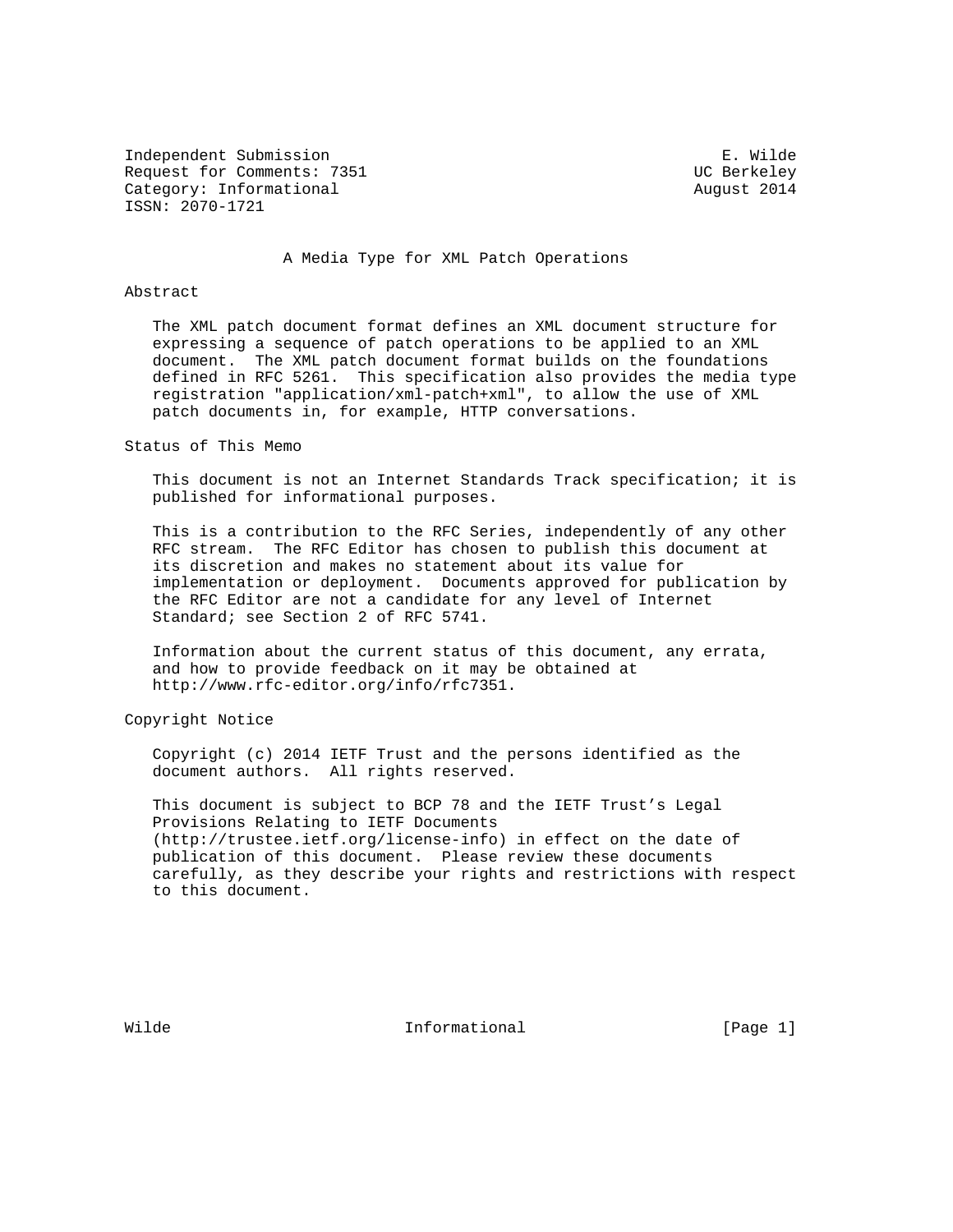Independent Submission                                          E. Wilde
Request for Comments: 7351                                   UC Berkeley
Category: Informational                                      August 2014
ISSN: 2070-1721

# A Media Type for XML Patch Operations

## Abstract

The XML patch document format defines an XML document structure for expressing a sequence of patch operations to be applied to an XML document. The XML patch document format builds on the foundations defined in RFC 5261. This specification also provides the media type registration "application/xml-patch+xml", to allow the use of XML patch documents in, for example, HTTP conversations.

## Status of This Memo

This document is not an Internet Standards Track specification; it is published for informational purposes.

This is a contribution to the RFC Series, independently of any other RFC stream. The RFC Editor has chosen to publish this document at its discretion and makes no statement about its value for implementation or deployment. Documents approved for publication by the RFC Editor are not a candidate for any level of Internet Standard; see Section 2 of RFC 5741.

Information about the current status of this document, any errata, and how to provide feedback on it may be obtained at http://www.rfc-editor.org/info/rfc7351.

## Copyright Notice

Copyright (c) 2014 IETF Trust and the persons identified as the document authors. All rights reserved.

This document is subject to BCP 78 and the IETF Trust's Legal Provisions Relating to IETF Documents (http://trustee.ietf.org/license-info) in effect on the date of publication of this document. Please review these documents carefully, as they describe your rights and restrictions with respect to this document.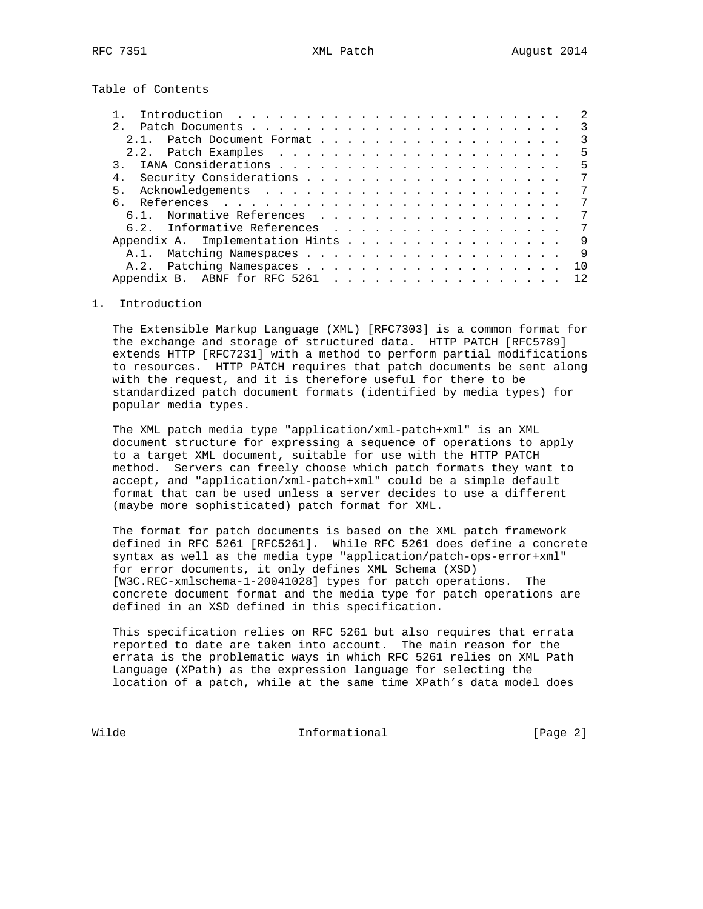Table of Contents

- 1. Introduction . . . . . . . . . . . . . . . . . . . . . . . . . 2
- 2. Patch Documents . . . . . . . . . . . . . . . . . . . . . . . 3
  - 2.1. Patch Document Format . . . . . . . . . . . . . . . . . . 3
  - 2.2. Patch Examples . . . . . . . . . . . . . . . . . . . . . 5
- 3. IANA Considerations . . . . . . . . . . . . . . . . . . . . . 5
- 4. Security Considerations . . . . . . . . . . . . . . . . . . . 7
- 5. Acknowledgements . . . . . . . . . . . . . . . . . . . . . . 7
- 6. References . . . . . . . . . . . . . . . . . . . . . . . . . 7
  - 6.1. Normative References . . . . . . . . . . . . . . . . . . 7
  - 6.2. Informative References . . . . . . . . . . . . . . . . . 7
- Appendix A. Implementation Hints . . . . . . . . . . . . . . . . . 9
  - A.1. Matching Namespaces . . . . . . . . . . . . . . . . . . . 9
  - A.2. Patching Namespaces . . . . . . . . . . . . . . . . . . . 10
- Appendix B. ABNF for RFC 5261 . . . . . . . . . . . . . . . . . 12

# 1. Introduction

The Extensible Markup Language (XML) [RFC7303] is a common format for the exchange and storage of structured data. HTTP PATCH [RFC5789] extends HTTP [RFC7231] with a method to perform partial modifications to resources. HTTP PATCH requires that patch documents be sent along with the request, and it is therefore useful for there to be standardized patch document formats (identified by media types) for popular media types.

The XML patch media type "application/xml-patch+xml" is an XML document structure for expressing a sequence of operations to apply to a target XML document, suitable for use with the HTTP PATCH method. Servers can freely choose which patch formats they want to accept, and "application/xml-patch+xml" could be a simple default format that can be used unless a server decides to use a different (maybe more sophisticated) patch format for XML.

The format for patch documents is based on the XML patch framework defined in RFC 5261 [RFC5261]. While RFC 5261 does define a concrete syntax as well as the media type "application/patch-ops-error+xml" for error documents, it only defines XML Schema (XSD) [W3C.REC-xmlschema-1-20041028] types for patch operations. The concrete document format and the media type for patch operations are defined in an XSD defined in this specification.

This specification relies on RFC 5261 but also requires that errata reported to date are taken into account. The main reason for the errata is the problematic ways in which RFC 5261 relies on XML Path Language (XPath) as the expression language for selecting the location of a patch, while at the same time XPath's data model does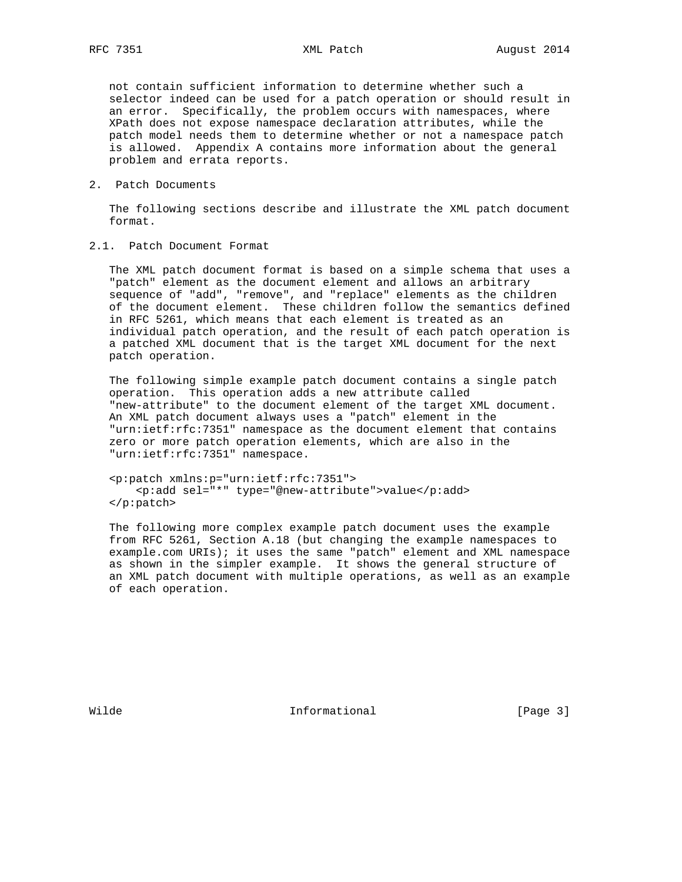not contain sufficient information to determine whether such a selector indeed can be used for a patch operation or should result in an error. Specifically, the problem occurs with namespaces, where XPath does not expose namespace declaration attributes, while the patch model needs them to determine whether or not a namespace patch is allowed. Appendix A contains more information about the general problem and errata reports.

## 2. Patch Documents

The following sections describe and illustrate the XML patch document format.

### 2.1. Patch Document Format

The XML patch document format is based on a simple schema that uses a "patch" element as the document element and allows an arbitrary sequence of "add", "remove", and "replace" elements as the children of the document element. These children follow the semantics defined in RFC 5261, which means that each element is treated as an individual patch operation, and the result of each patch operation is a patched XML document that is the target XML document for the next patch operation.

The following simple example patch document contains a single patch operation. This operation adds a new attribute called "new-attribute" to the document element of the target XML document. An XML patch document always uses a "patch" element in the "urn:ietf:rfc:7351" namespace as the document element that contains zero or more patch operation elements, which are also in the "urn:ietf:rfc:7351" namespace.

```
<p:patch xmlns:p="urn:ietf:rfc:7351">
    <p:add sel="*" type="@new-attribute">value</p:add>
</p:patch>
```

The following more complex example patch document uses the example from RFC 5261, Section A.18 (but changing the example namespaces to example.com URIs); it uses the same "patch" element and XML namespace as shown in the simpler example. It shows the general structure of an XML patch document with multiple operations, as well as an example of each operation.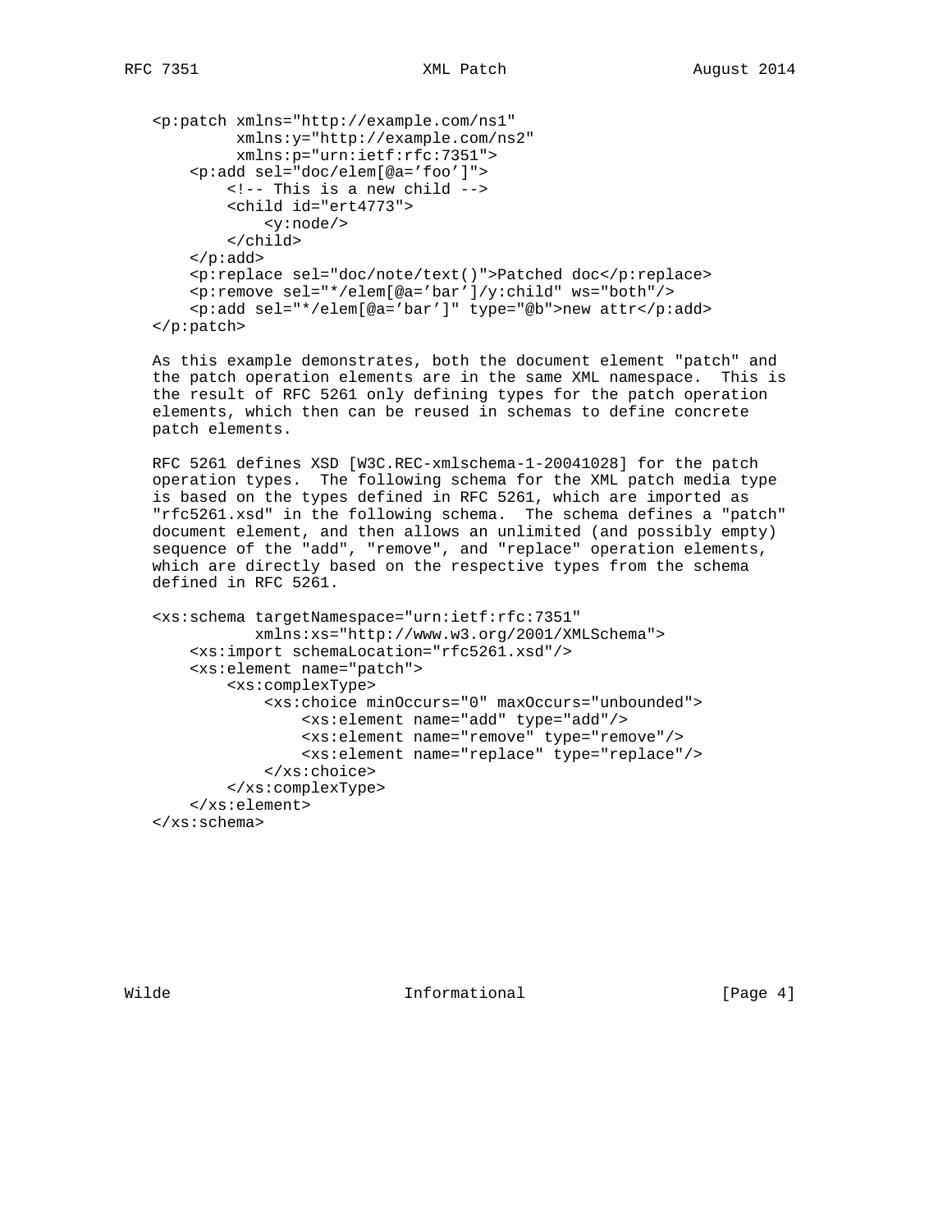```
<p:patch xmlns="http://example.com/ns1"
         xmlns:y="http://example.com/ns2"
         xmlns:p="urn:ietf:rfc:7351">
    <p:add sel="doc/elem[@a='foo']">
        <!-- This is a new child -->
        <child id="ert4773">
            <y:node/>
        </child>
    </p:add>
    <p:replace sel="doc/note/text()">Patched doc</p:replace>
    <p:remove sel="*/elem[@a='bar']/y:child" ws="both"/>
    <p:add sel="*/elem[@a='bar']" type="@b">new attr</p:add>
</p:patch>
```

As this example demonstrates, both the document element "patch" and the patch operation elements are in the same XML namespace. This is the result of RFC 5261 only defining types for the patch operation elements, which then can be reused in schemas to define concrete patch elements.

RFC 5261 defines XSD [W3C.REC-xmlschema-1-20041028] for the patch operation types. The following schema for the XML patch media type is based on the types defined in RFC 5261, which are imported as "rfc5261.xsd" in the following schema. The schema defines a "patch" document element, and then allows an unlimited (and possibly empty) sequence of the "add", "remove", and "replace" operation elements, which are directly based on the respective types from the schema defined in RFC 5261.

```
<xs:schema targetNamespace="urn:ietf:rfc:7351"
           xmlns:xs="http://www.w3.org/2001/XMLSchema">
    <xs:import schemaLocation="rfc5261.xsd"/>
    <xs:element name="patch">
        <xs:complexType>
            <xs:choice minOccurs="0" maxOccurs="unbounded">
                <xs:element name="add" type="add"/>
                <xs:element name="remove" type="remove"/>
                <xs:element name="replace" type="replace"/>
            </xs:choice>
        </xs:complexType>
    </xs:element>
</xs:schema>
```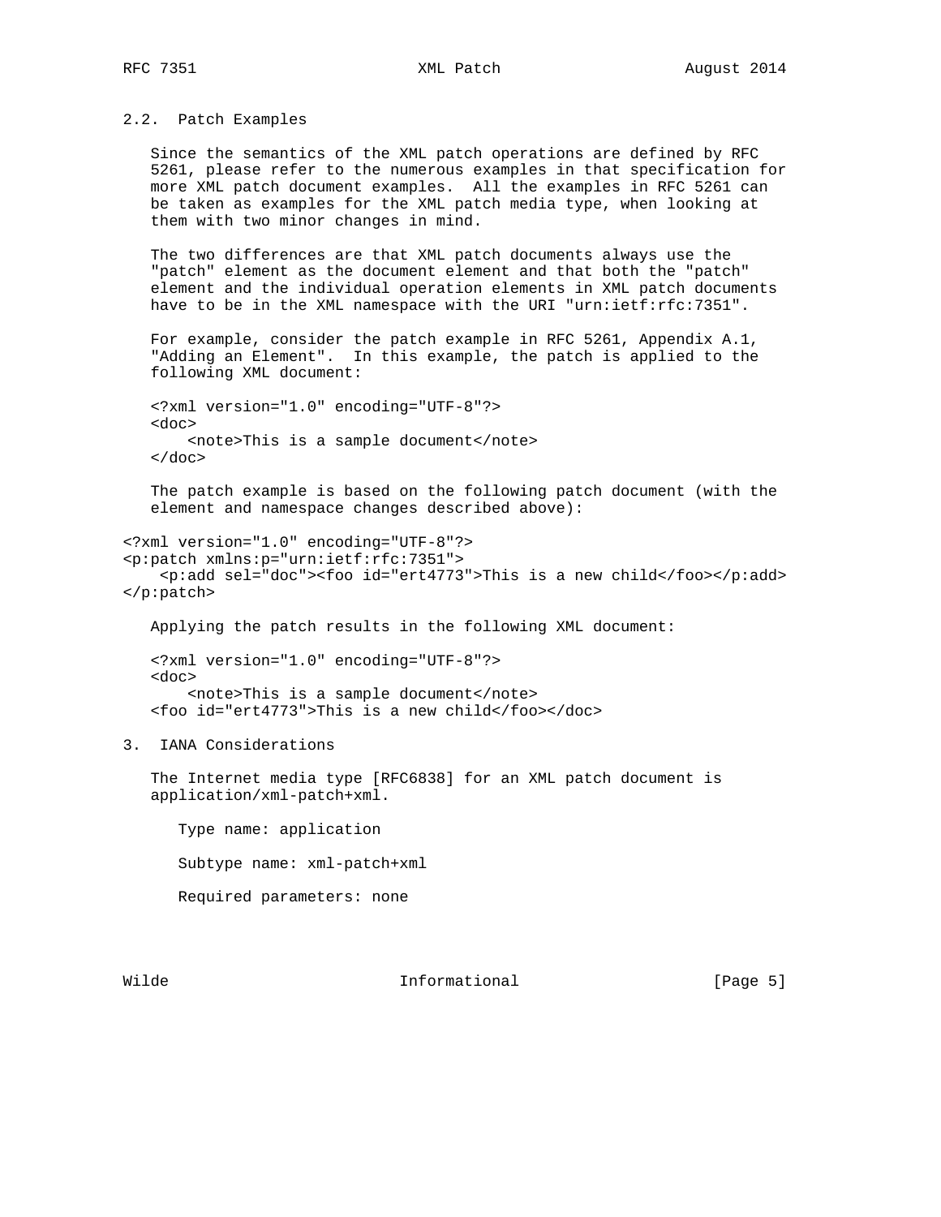### 2.2. Patch Examples

Since the semantics of the XML patch operations are defined by RFC 5261, please refer to the numerous examples in that specification for more XML patch document examples. All the examples in RFC 5261 can be taken as examples for the XML patch media type, when looking at them with two minor changes in mind.

The two differences are that XML patch documents always use the "patch" element as the document element and that both the "patch" element and the individual operation elements in XML patch documents have to be in the XML namespace with the URI "urn:ietf:rfc:7351".

For example, consider the patch example in RFC 5261, Appendix A.1, "Adding an Element". In this example, the patch is applied to the following XML document:

```
<?xml version="1.0" encoding="UTF-8"?>
<doc>
    <note>This is a sample document</note>
</doc>
```

The patch example is based on the following patch document (with the element and namespace changes described above):

```
<?xml version="1.0" encoding="UTF-8"?>
<p:patch xmlns:p="urn:ietf:rfc:7351">
    <p:add sel="doc"><foo id="ert4773">This is a new child</foo></p:add>
</p:patch>
```

Applying the patch results in the following XML document:

```
<?xml version="1.0" encoding="UTF-8"?>
<doc>
    <note>This is a sample document</note>
<foo id="ert4773">This is a new child</foo></doc>
```

## 3. IANA Considerations

The Internet media type [RFC6838] for an XML patch document is application/xml-patch+xml.

Type name: application

Subtype name: xml-patch+xml

Required parameters: none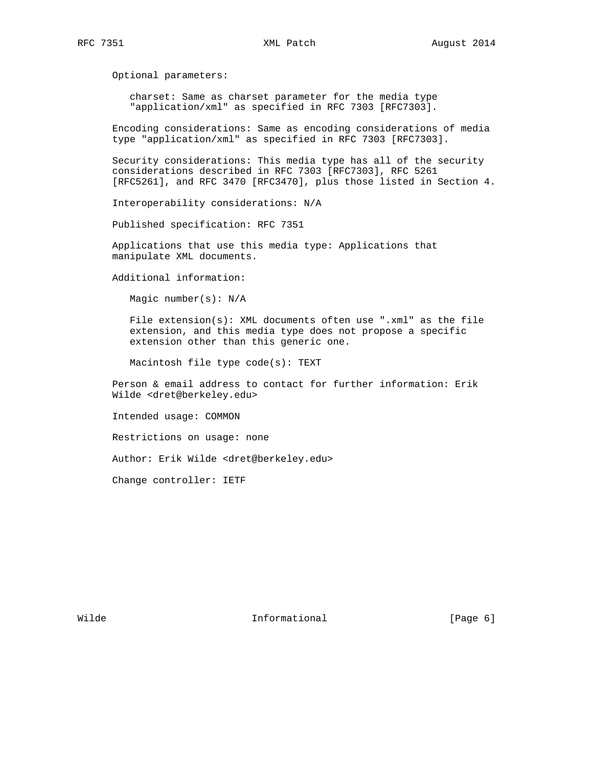Optional parameters:

charset: Same as charset parameter for the media type "application/xml" as specified in RFC 7303 [RFC7303].

Encoding considerations: Same as encoding considerations of media type "application/xml" as specified in RFC 7303 [RFC7303].

Security considerations: This media type has all of the security considerations described in RFC 7303 [RFC7303], RFC 5261 [RFC5261], and RFC 3470 [RFC3470], plus those listed in Section 4.

Interoperability considerations: N/A

Published specification: RFC 7351

Applications that use this media type: Applications that manipulate XML documents.

Additional information:

Magic number(s): N/A

File extension(s): XML documents often use ".xml" as the file extension, and this media type does not propose a specific extension other than this generic one.

Macintosh file type code(s): TEXT

Person & email address to contact for further information: Erik Wilde <dret@berkeley.edu>

Intended usage: COMMON

Restrictions on usage: none

Author: Erik Wilde <dret@berkeley.edu>

Change controller: IETF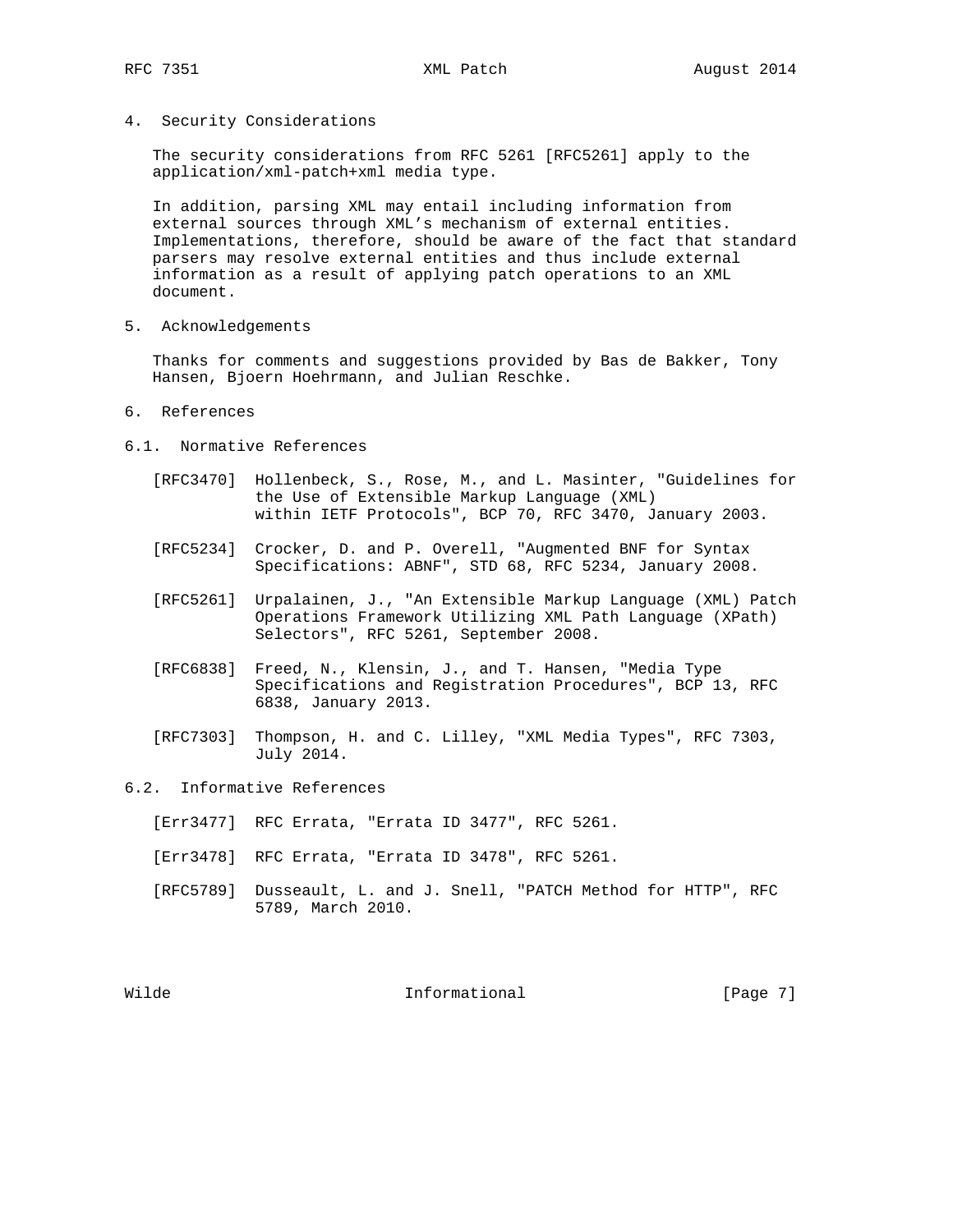## 4. Security Considerations

The security considerations from RFC 5261 [RFC5261] apply to the application/xml-patch+xml media type.

In addition, parsing XML may entail including information from external sources through XML's mechanism of external entities. Implementations, therefore, should be aware of the fact that standard parsers may resolve external entities and thus include external information as a result of applying patch operations to an XML document.

## 5. Acknowledgements

Thanks for comments and suggestions provided by Bas de Bakker, Tony Hansen, Bjoern Hoehrmann, and Julian Reschke.

## 6. References

### 6.1. Normative References

[RFC3470] Hollenbeck, S., Rose, M., and L. Masinter, "Guidelines for the Use of Extensible Markup Language (XML) within IETF Protocols", BCP 70, RFC 3470, January 2003.

[RFC5234] Crocker, D. and P. Overell, "Augmented BNF for Syntax Specifications: ABNF", STD 68, RFC 5234, January 2008.

[RFC5261] Urpalainen, J., "An Extensible Markup Language (XML) Patch Operations Framework Utilizing XML Path Language (XPath) Selectors", RFC 5261, September 2008.

[RFC6838] Freed, N., Klensin, J., and T. Hansen, "Media Type Specifications and Registration Procedures", BCP 13, RFC 6838, January 2013.

[RFC7303] Thompson, H. and C. Lilley, "XML Media Types", RFC 7303, July 2014.

### 6.2. Informative References

[Err3477] RFC Errata, "Errata ID 3477", RFC 5261.

[Err3478] RFC Errata, "Errata ID 3478", RFC 5261.

[RFC5789] Dusseault, L. and J. Snell, "PATCH Method for HTTP", RFC 5789, March 2010.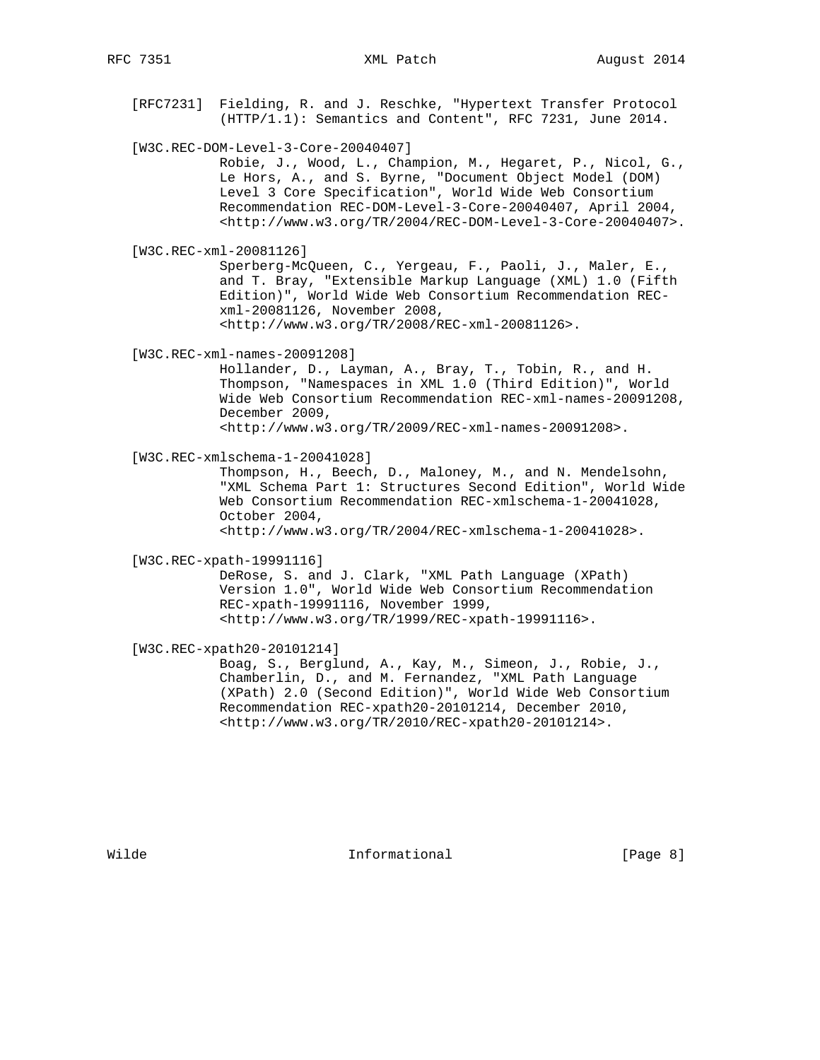[RFC7231] Fielding, R. and J. Reschke, "Hypertext Transfer Protocol (HTTP/1.1): Semantics and Content", RFC 7231, June 2014.

[W3C.REC-DOM-Level-3-Core-20040407]
Robie, J., Wood, L., Champion, M., Hegaret, P., Nicol, G., Le Hors, A., and S. Byrne, "Document Object Model (DOM) Level 3 Core Specification", World Wide Web Consortium Recommendation REC-DOM-Level-3-Core-20040407, April 2004, <http://www.w3.org/TR/2004/REC-DOM-Level-3-Core-20040407>.

[W3C.REC-xml-20081126]
Sperberg-McQueen, C., Yergeau, F., Paoli, J., Maler, E., and T. Bray, "Extensible Markup Language (XML) 1.0 (Fifth Edition)", World Wide Web Consortium Recommendation REC-xml-20081126, November 2008, <http://www.w3.org/TR/2008/REC-xml-20081126>.

[W3C.REC-xml-names-20091208]
Hollander, D., Layman, A., Bray, T., Tobin, R., and H. Thompson, "Namespaces in XML 1.0 (Third Edition)", World Wide Web Consortium Recommendation REC-xml-names-20091208, December 2009, <http://www.w3.org/TR/2009/REC-xml-names-20091208>.

[W3C.REC-xmlschema-1-20041028]
Thompson, H., Beech, D., Maloney, M., and N. Mendelsohn, "XML Schema Part 1: Structures Second Edition", World Wide Web Consortium Recommendation REC-xmlschema-1-20041028, October 2004, <http://www.w3.org/TR/2004/REC-xmlschema-1-20041028>.

[W3C.REC-xpath-19991116]
DeRose, S. and J. Clark, "XML Path Language (XPath) Version 1.0", World Wide Web Consortium Recommendation REC-xpath-19991116, November 1999, <http://www.w3.org/TR/1999/REC-xpath-19991116>.

[W3C.REC-xpath20-20101214]
Boag, S., Berglund, A., Kay, M., Simeon, J., Robie, J., Chamberlin, D., and M. Fernandez, "XML Path Language (XPath) 2.0 (Second Edition)", World Wide Web Consortium Recommendation REC-xpath20-20101214, December 2010, <http://www.w3.org/TR/2010/REC-xpath20-20101214>.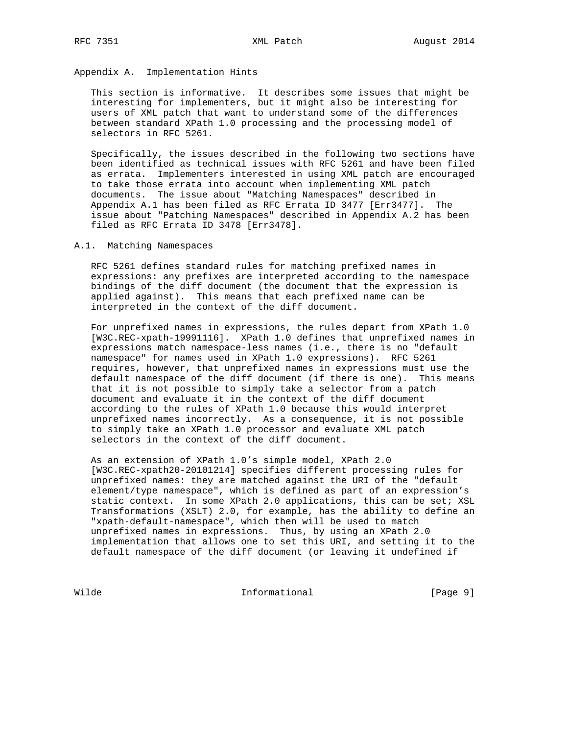## Appendix A. Implementation Hints

This section is informative. It describes some issues that might be interesting for implementers, but it might also be interesting for users of XML patch that want to understand some of the differences between standard XPath 1.0 processing and the processing model of selectors in RFC 5261.

Specifically, the issues described in the following two sections have been identified as technical issues with RFC 5261 and have been filed as errata. Implementers interested in using XML patch are encouraged to take those errata into account when implementing XML patch documents. The issue about "Matching Namespaces" described in Appendix A.1 has been filed as RFC Errata ID 3477 [Err3477]. The issue about "Patching Namespaces" described in Appendix A.2 has been filed as RFC Errata ID 3478 [Err3478].

### A.1. Matching Namespaces

RFC 5261 defines standard rules for matching prefixed names in expressions: any prefixes are interpreted according to the namespace bindings of the diff document (the document that the expression is applied against). This means that each prefixed name can be interpreted in the context of the diff document.

For unprefixed names in expressions, the rules depart from XPath 1.0 [W3C.REC-xpath-19991116]. XPath 1.0 defines that unprefixed names in expressions match namespace-less names (i.e., there is no "default namespace" for names used in XPath 1.0 expressions). RFC 5261 requires, however, that unprefixed names in expressions must use the default namespace of the diff document (if there is one). This means that it is not possible to simply take a selector from a patch document and evaluate it in the context of the diff document according to the rules of XPath 1.0 because this would interpret unprefixed names incorrectly. As a consequence, it is not possible to simply take an XPath 1.0 processor and evaluate XML patch selectors in the context of the diff document.

As an extension of XPath 1.0's simple model, XPath 2.0 [W3C.REC-xpath20-20101214] specifies different processing rules for unprefixed names: they are matched against the URI of the "default element/type namespace", which is defined as part of an expression's static context. In some XPath 2.0 applications, this can be set; XSL Transformations (XSLT) 2.0, for example, has the ability to define an "xpath-default-namespace", which then will be used to match unprefixed names in expressions. Thus, by using an XPath 2.0 implementation that allows one to set this URI, and setting it to the default namespace of the diff document (or leaving it undefined if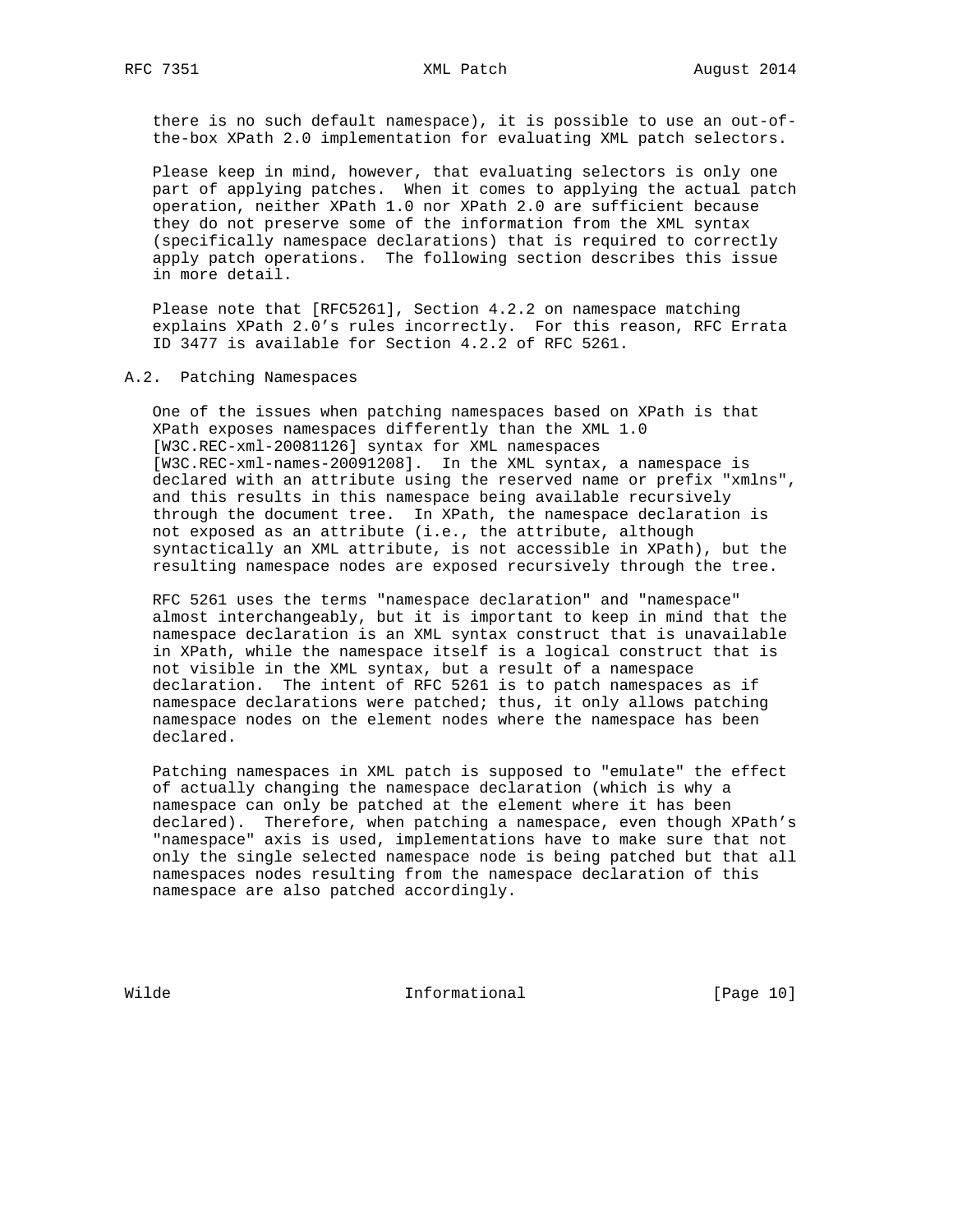there is no such default namespace), it is possible to use an out-of-the-box XPath 2.0 implementation for evaluating XML patch selectors.

Please keep in mind, however, that evaluating selectors is only one part of applying patches. When it comes to applying the actual patch operation, neither XPath 1.0 nor XPath 2.0 are sufficient because they do not preserve some of the information from the XML syntax (specifically namespace declarations) that is required to correctly apply patch operations. The following section describes this issue in more detail.

Please note that [RFC5261], Section 4.2.2 on namespace matching explains XPath 2.0's rules incorrectly. For this reason, RFC Errata ID 3477 is available for Section 4.2.2 of RFC 5261.

## A.2. Patching Namespaces

One of the issues when patching namespaces based on XPath is that XPath exposes namespaces differently than the XML 1.0 [W3C.REC-xml-20081126] syntax for XML namespaces [W3C.REC-xml-names-20091208]. In the XML syntax, a namespace is declared with an attribute using the reserved name or prefix "xmlns", and this results in this namespace being available recursively through the document tree. In XPath, the namespace declaration is not exposed as an attribute (i.e., the attribute, although syntactically an XML attribute, is not accessible in XPath), but the resulting namespace nodes are exposed recursively through the tree.

RFC 5261 uses the terms "namespace declaration" and "namespace" almost interchangeably, but it is important to keep in mind that the namespace declaration is an XML syntax construct that is unavailable in XPath, while the namespace itself is a logical construct that is not visible in the XML syntax, but a result of a namespace declaration. The intent of RFC 5261 is to patch namespaces as if namespace declarations were patched; thus, it only allows patching namespace nodes on the element nodes where the namespace has been declared.

Patching namespaces in XML patch is supposed to "emulate" the effect of actually changing the namespace declaration (which is why a namespace can only be patched at the element where it has been declared). Therefore, when patching a namespace, even though XPath's "namespace" axis is used, implementations have to make sure that not only the single selected namespace node is being patched but that all namespaces nodes resulting from the namespace declaration of this namespace are also patched accordingly.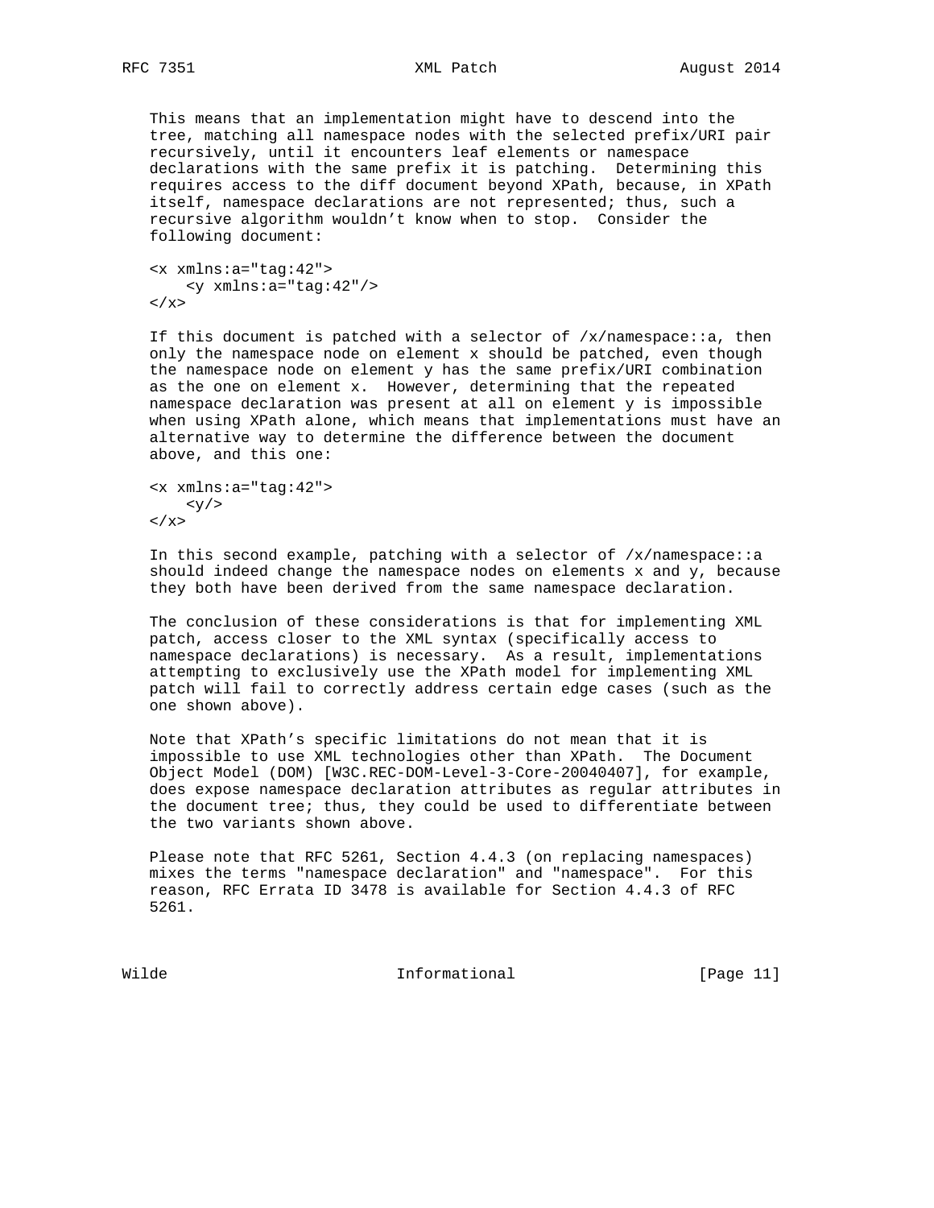This means that an implementation might have to descend into the tree, matching all namespace nodes with the selected prefix/URI pair recursively, until it encounters leaf elements or namespace declarations with the same prefix it is patching. Determining this requires access to the diff document beyond XPath, because, in XPath itself, namespace declarations are not represented; thus, such a recursive algorithm wouldn't know when to stop. Consider the following document:

```
<x xmlns:a="tag:42">
    <y xmlns:a="tag:42"/>
</x>
```

If this document is patched with a selector of /x/namespace::a, then only the namespace node on element x should be patched, even though the namespace node on element y has the same prefix/URI combination as the one on element x. However, determining that the repeated namespace declaration was present at all on element y is impossible when using XPath alone, which means that implementations must have an alternative way to determine the difference between the document above, and this one:

```
<x xmlns:a="tag:42">
    <y/>
</x>
```

In this second example, patching with a selector of /x/namespace::a should indeed change the namespace nodes on elements x and y, because they both have been derived from the same namespace declaration.

The conclusion of these considerations is that for implementing XML patch, access closer to the XML syntax (specifically access to namespace declarations) is necessary. As a result, implementations attempting to exclusively use the XPath model for implementing XML patch will fail to correctly address certain edge cases (such as the one shown above).

Note that XPath's specific limitations do not mean that it is impossible to use XML technologies other than XPath. The Document Object Model (DOM) [W3C.REC-DOM-Level-3-Core-20040407], for example, does expose namespace declaration attributes as regular attributes in the document tree; thus, they could be used to differentiate between the two variants shown above.

Please note that RFC 5261, Section 4.4.3 (on replacing namespaces) mixes the terms "namespace declaration" and "namespace". For this reason, RFC Errata ID 3478 is available for Section 4.4.3 of RFC 5261.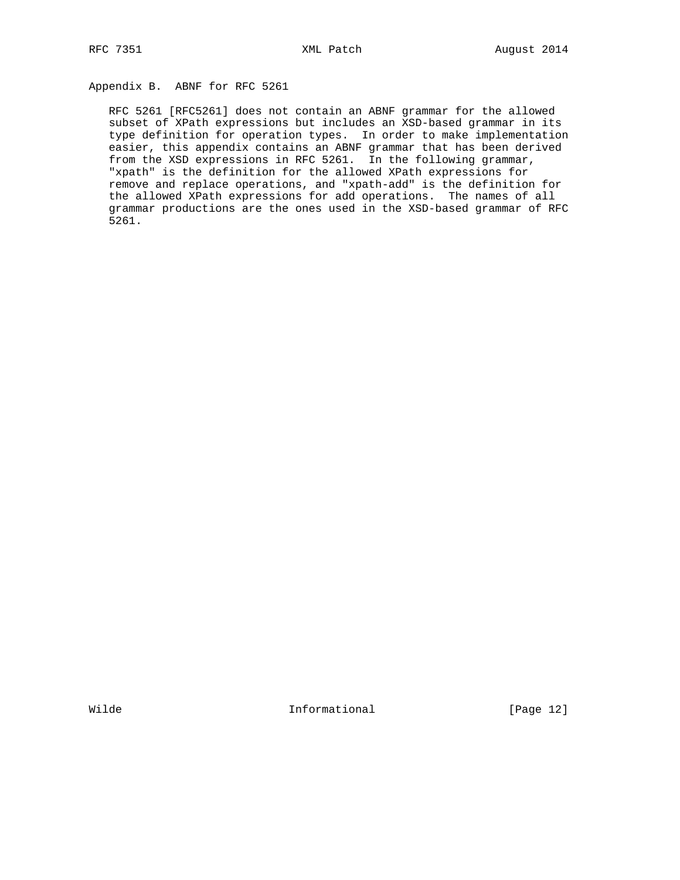## Appendix B. ABNF for RFC 5261

RFC 5261 [RFC5261] does not contain an ABNF grammar for the allowed subset of XPath expressions but includes an XSD-based grammar in its type definition for operation types. In order to make implementation easier, this appendix contains an ABNF grammar that has been derived from the XSD expressions in RFC 5261. In the following grammar, "xpath" is the definition for the allowed XPath expressions for remove and replace operations, and "xpath-add" is the definition for the allowed XPath expressions for add operations. The names of all grammar productions are the ones used in the XSD-based grammar of RFC 5261.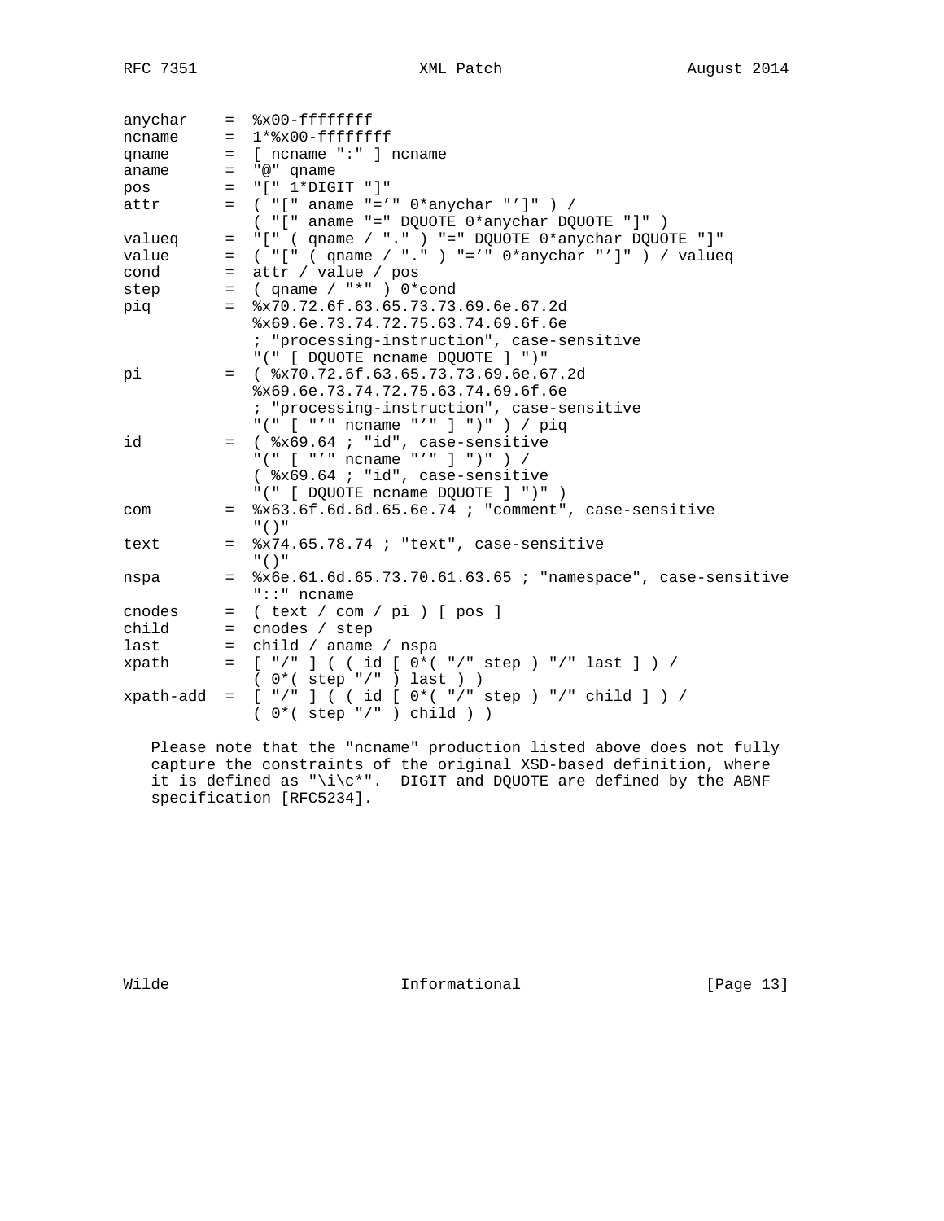```
anychar    =  %x00-ffffffff
ncname     =  1*%x00-ffffffff
qname      =  [ ncname ":" ] ncname
aname      =  "@" qname
pos        =  "[" 1*DIGIT "]"
attr       =  ( "[" aname "='" 0*anychar "']" ) /
              ( "[" aname "=" DQUOTE 0*anychar DQUOTE "]" )
valueq     =  "[" ( qname / "." ) "=" DQUOTE 0*anychar DQUOTE "]"
value      =  ( "[" ( qname / "." ) "='" 0*anychar "']" ) / valueq
cond       =  attr / value / pos
step       =  ( qname / "*" ) 0*cond
piq        =  %x70.72.6f.63.65.73.73.69.6e.67.2d
              %x69.6e.73.74.72.75.63.74.69.6f.6e
              ; "processing-instruction", case-sensitive
              "(" [ DQUOTE ncname DQUOTE ] ")"
pi         =  ( %x70.72.6f.63.65.73.73.69.6e.67.2d
              %x69.6e.73.74.72.75.63.74.69.6f.6e
              ; "processing-instruction", case-sensitive
              "(" [ "'" ncname "'" ] ")" ) / piq
id         =  ( %x69.64 ; "id", case-sensitive
              "(" [ "'" ncname "'" ] ")" ) /
              ( %x69.64 ; "id", case-sensitive
              "(" [ DQUOTE ncname DQUOTE ] ")" )
com        =  %x63.6f.6d.6d.65.6e.74 ; "comment", case-sensitive
              "()"
text       =  %x74.65.78.74 ; "text", case-sensitive
              "()"
nspa       =  %x6e.61.6d.65.73.70.61.63.65 ; "namespace", case-sensitive
              "::" ncname
cnodes     =  ( text / com / pi ) [ pos ]
child      =  cnodes / step
last       =  child / aname / nspa
xpath      =  [ "/" ] ( ( id [ 0*( "/" step ) "/" last ] ) /
              ( 0*( step "/" ) last ) )
xpath-add  =  [ "/" ] ( ( id [ 0*( "/" step ) "/" child ] ) /
              ( 0*( step "/" ) child ) )
```

Please note that the "ncname" production listed above does not fully capture the constraints of the original XSD-based definition, where it is defined as "\i\c*". DIGIT and DQUOTE are defined by the ABNF specification [RFC5234].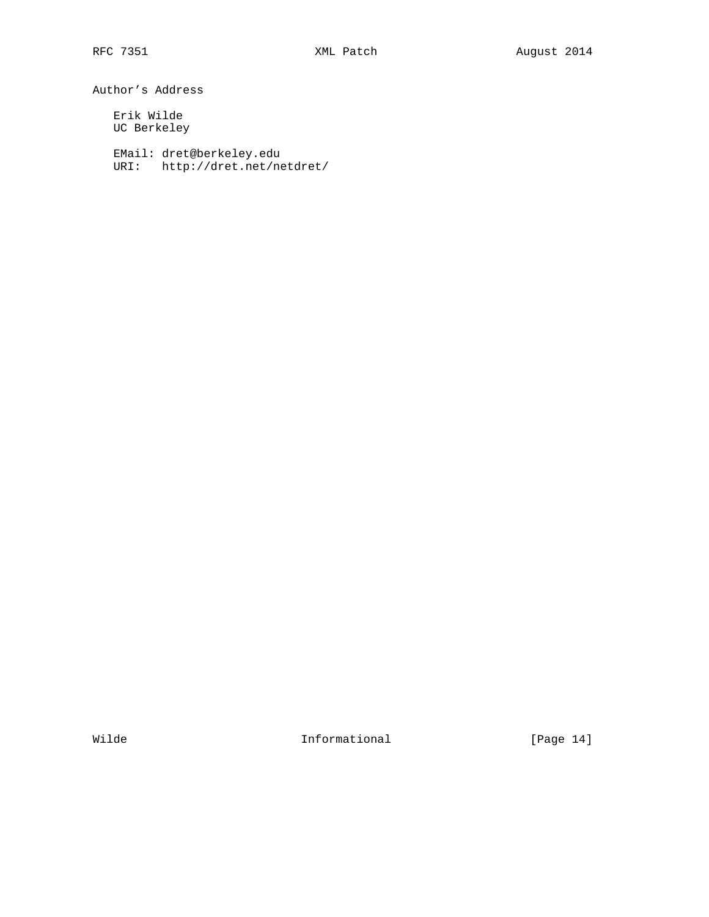## Author's Address

Erik Wilde
UC Berkeley

EMail: dret@berkeley.edu
URI: http://dret.net/netdret/